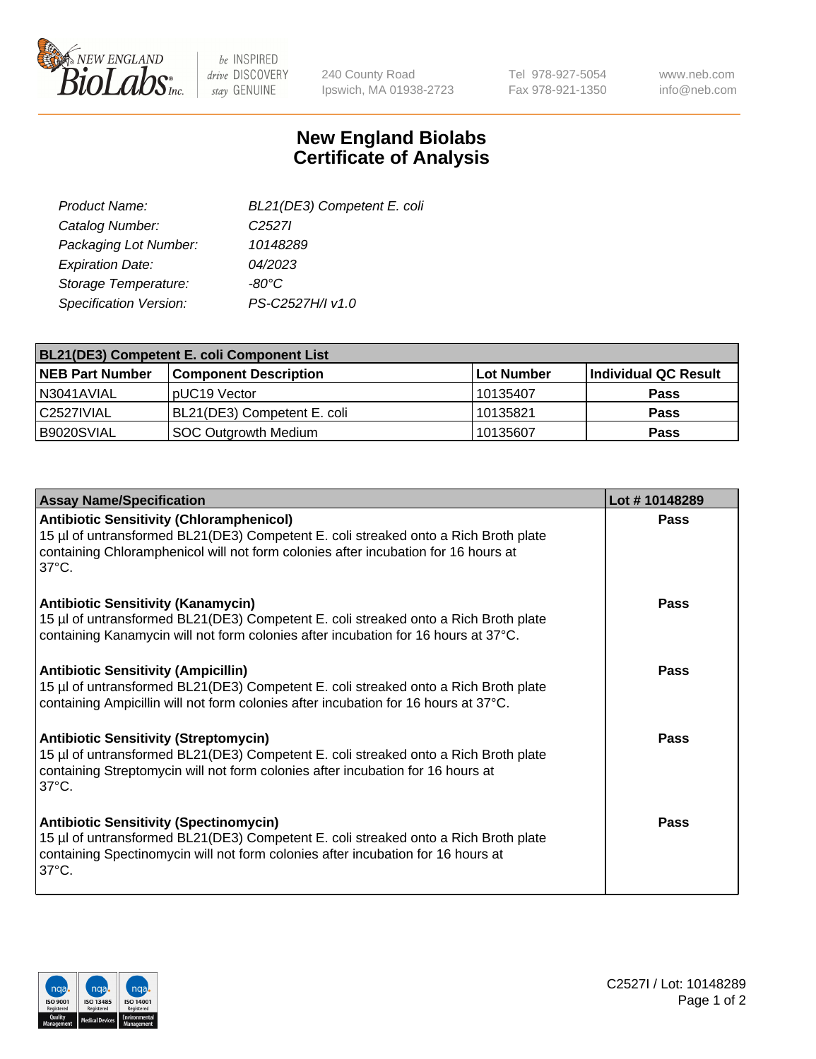New England BioLabs Inc. — be INSPIRED drive DISCOVERY stay GENUINE

240 County Road
Ipswich, MA 01938-2723

Tel 978-927-5054
Fax 978-921-1350

www.neb.com
info@neb.com

# New England Biolabs
# Certificate of Analysis

| | |
|---|---|
| *Product Name:* | *BL21(DE3) Competent E. coli* |
| *Catalog Number:* | *C2527I* |
| *Packaging Lot Number:* | *10148289* |
| *Expiration Date:* | *04/2023* |
| *Storage Temperature:* | *-80°C* |
| *Specification Version:* | *PS-C2527H/I v1.0* |

**BL21(DE3) Competent E. coli Component List**

| NEB Part Number | Component Description | Lot Number | Individual QC Result |
|---|---|---|---|
| N3041AVIAL | pUC19 Vector | 10135407 | **Pass** |
| C2527IVIAL | BL21(DE3) Competent E. coli | 10135821 | **Pass** |
| B9020SVIAL | SOC Outgrowth Medium | 10135607 | **Pass** |

| Assay Name/Specification | Lot # 10148289 |
|---|---|
| **Antibiotic Sensitivity (Chloramphenicol)** 15 µl of untransformed BL21(DE3) Competent E. coli streaked onto a Rich Broth plate containing Chloramphenicol will not form colonies after incubation for 16 hours at 37°C. | **Pass** |
| **Antibiotic Sensitivity (Kanamycin)** 15 µl of untransformed BL21(DE3) Competent E. coli streaked onto a Rich Broth plate containing Kanamycin will not form colonies after incubation for 16 hours at 37°C. | **Pass** |
| **Antibiotic Sensitivity (Ampicillin)** 15 µl of untransformed BL21(DE3) Competent E. coli streaked onto a Rich Broth plate containing Ampicillin will not form colonies after incubation for 16 hours at 37°C. | **Pass** |
| **Antibiotic Sensitivity (Streptomycin)** 15 µl of untransformed BL21(DE3) Competent E. coli streaked onto a Rich Broth plate containing Streptomycin will not form colonies after incubation for 16 hours at 37°C. | **Pass** |
| **Antibiotic Sensitivity (Spectinomycin)** 15 µl of untransformed BL21(DE3) Competent E. coli streaked onto a Rich Broth plate containing Spectinomycin will not form colonies after incubation for 16 hours at 37°C. | **Pass** |

ISO 9001 Registered Quality Management | ISO 13485 Registered Medical Devices | ISO 14001 Registered Environmental Management

C2527I / Lot: 10148289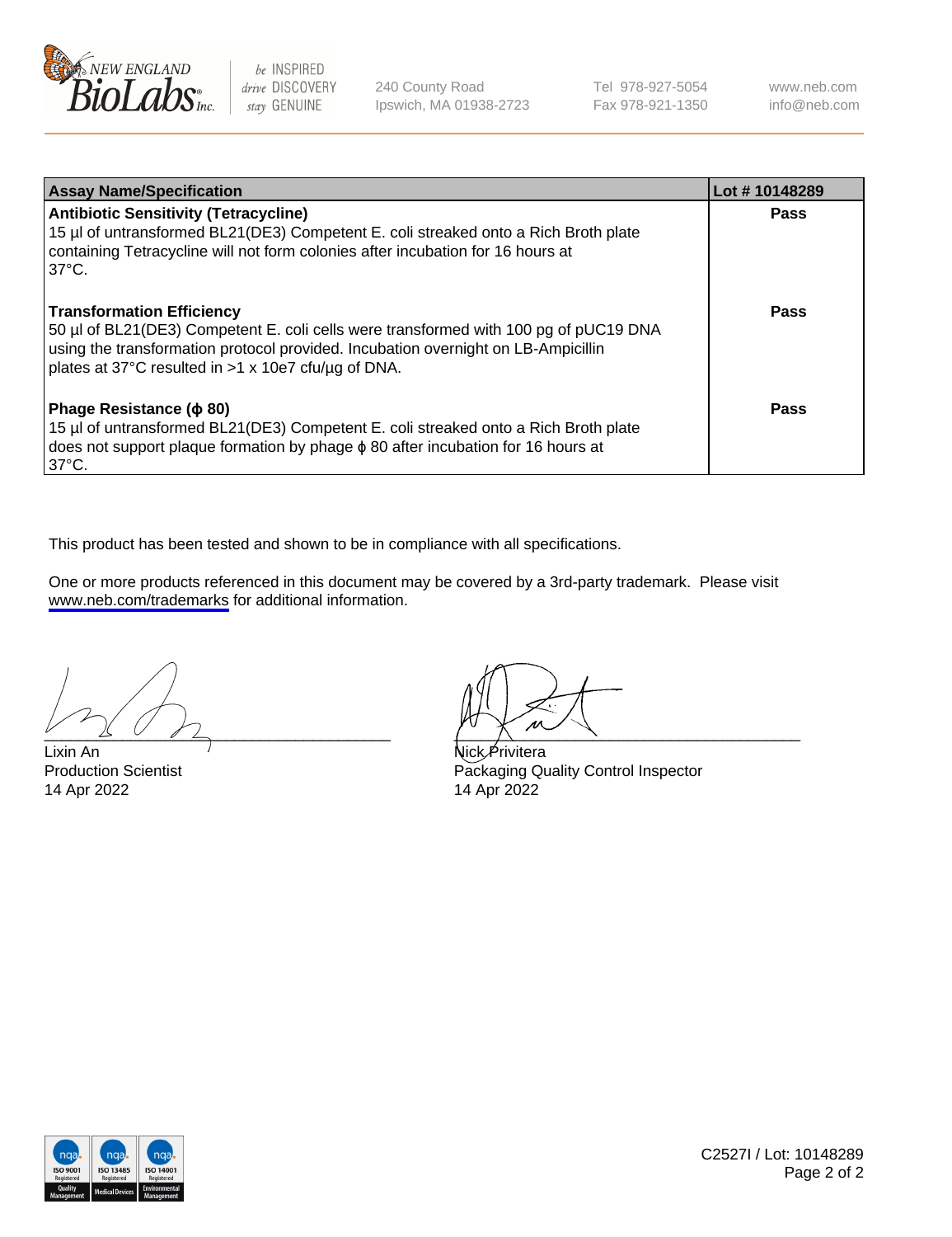| Assay Name/Specification | Lot # 10148289 |
|---|---|
| **Antibiotic Sensitivity (Tetracycline)**<br>15 µl of untransformed BL21(DE3) Competent E. coli streaked onto a Rich Broth plate containing Tetracycline will not form colonies after incubation for 16 hours at 37°C. | **Pass** |
| **Transformation Efficiency**<br>50 µl of BL21(DE3) Competent E. coli cells were transformed with 100 pg of pUC19 DNA using the transformation protocol provided. Incubation overnight on LB-Ampicillin plates at 37°C resulted in >1 x 10e7 cfu/µg of DNA. | **Pass** |
| **Phage Resistance (ϕ 80)**<br>15 µl of untransformed BL21(DE3) Competent E. coli streaked onto a Rich Broth plate does not support plaque formation by phage ϕ 80 after incubation for 16 hours at 37°C. | **Pass** |

This product has been tested and shown to be in compliance with all specifications.

One or more products referenced in this document may be covered by a 3rd-party trademark. Please visit www.neb.com/trademarks for additional information.

Lixin An
Production Scientist
14 Apr 2022

Nick Privitera
Packaging Quality Control Inspector
14 Apr 2022

C2527I / Lot: 10148289